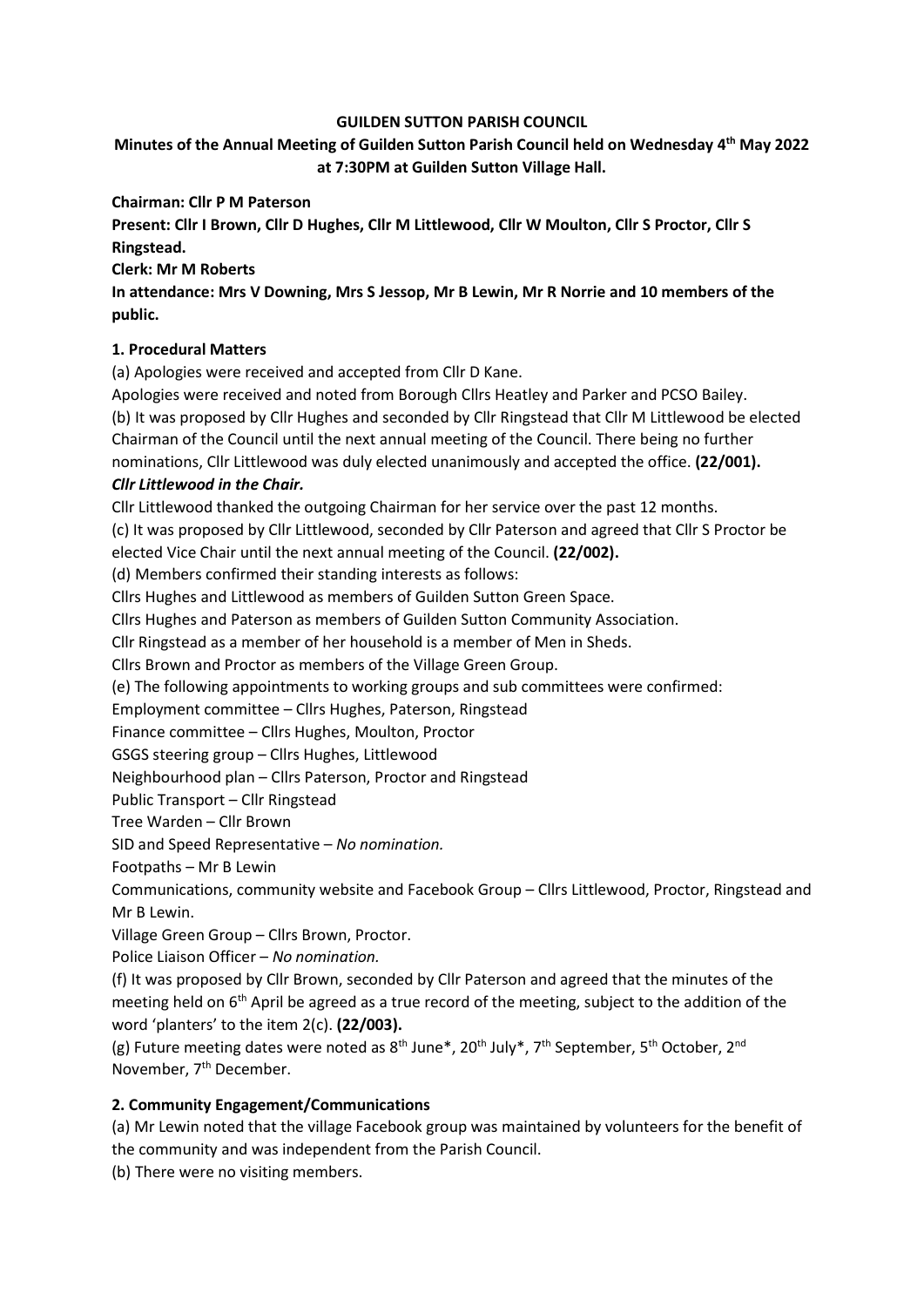# GUILDEN SUTTON PARISH COUNCIL

## Minutes of the Annual Meeting of Guilden Sutton Parish Council held on Wednesday 4th May 2022 at 7:30PM at Guilden Sutton Village Hall.

**Chairman: Cllr P M Paterson**

**Present: Cllr I Brown, Cllr D Hughes, Cllr M Littlewood, Cllr W Moulton, Cllr S Proctor, Cllr S Ringstead.**

**Clerk: Mr M Roberts**

**In attendance: Mrs V Downing, Mrs S Jessop, Mr B Lewin, Mr R Norrie and 10 members of the public.**

### 1. Procedural Matters

(a) Apologies were received and accepted from Cllr D Kane.

Apologies were received and noted from Borough Cllrs Heatley and Parker and PCSO Bailey.

(b) It was proposed by Cllr Hughes and seconded by Cllr Ringstead that Cllr M Littlewood be elected Chairman of the Council until the next annual meeting of the Council. There being no further nominations, Cllr Littlewood was duly elected unanimously and accepted the office. **(22/001).**

***Cllr Littlewood in the Chair.***

Cllr Littlewood thanked the outgoing Chairman for her service over the past 12 months.

(c) It was proposed by Cllr Littlewood, seconded by Cllr Paterson and agreed that Cllr S Proctor be elected Vice Chair until the next annual meeting of the Council. **(22/002).**

(d) Members confirmed their standing interests as follows:

Cllrs Hughes and Littlewood as members of Guilden Sutton Green Space.

Cllrs Hughes and Paterson as members of Guilden Sutton Community Association.

Cllr Ringstead as a member of her household is a member of Men in Sheds.

Cllrs Brown and Proctor as members of the Village Green Group.

(e) The following appointments to working groups and sub committees were confirmed:

Employment committee – Cllrs Hughes, Paterson, Ringstead

Finance committee – Cllrs Hughes, Moulton, Proctor

GSGS steering group – Cllrs Hughes, Littlewood

Neighbourhood plan – Cllrs Paterson, Proctor and Ringstead

Public Transport – Cllr Ringstead

Tree Warden – Cllr Brown

SID and Speed Representative – *No nomination.*

Footpaths – Mr B Lewin

Communications, community website and Facebook Group – Cllrs Littlewood, Proctor, Ringstead and Mr B Lewin.

Village Green Group – Cllrs Brown, Proctor.

Police Liaison Officer – *No nomination.*

(f) It was proposed by Cllr Brown, seconded by Cllr Paterson and agreed that the minutes of the meeting held on 6th April be agreed as a true record of the meeting, subject to the addition of the word 'planters' to the item 2(c). **(22/003).**

(g) Future meeting dates were noted as 8th June*, 20th July*, 7th September, 5th October, 2nd November, 7th December.

### 2. Community Engagement/Communications

(a) Mr Lewin noted that the village Facebook group was maintained by volunteers for the benefit of the community and was independent from the Parish Council.

(b) There were no visiting members.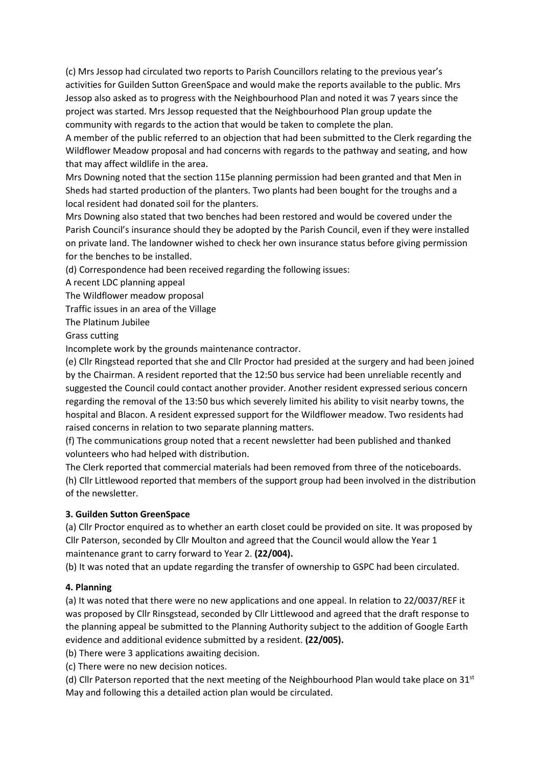(c) Mrs Jessop had circulated two reports to Parish Councillors relating to the previous year's activities for Guilden Sutton GreenSpace and would make the reports available to the public. Mrs Jessop also asked as to progress with the Neighbourhood Plan and noted it was 7 years since the project was started. Mrs Jessop requested that the Neighbourhood Plan group update the community with regards to the action that would be taken to complete the plan.

A member of the public referred to an objection that had been submitted to the Clerk regarding the Wildflower Meadow proposal and had concerns with regards to the pathway and seating, and how that may affect wildlife in the area.

Mrs Downing noted that the section 115e planning permission had been granted and that Men in Sheds had started production of the planters. Two plants had been bought for the troughs and a local resident had donated soil for the planters.

Mrs Downing also stated that two benches had been restored and would be covered under the Parish Council's insurance should they be adopted by the Parish Council, even if they were installed on private land. The landowner wished to check her own insurance status before giving permission for the benches to be installed.

(d) Correspondence had been received regarding the following issues:

A recent LDC planning appeal

The Wildflower meadow proposal

Traffic issues in an area of the Village

The Platinum Jubilee

Grass cutting

Incomplete work by the grounds maintenance contractor.

(e) Cllr Ringstead reported that she and Cllr Proctor had presided at the surgery and had been joined by the Chairman. A resident reported that the 12:50 bus service had been unreliable recently and suggested the Council could contact another provider. Another resident expressed serious concern regarding the removal of the 13:50 bus which severely limited his ability to visit nearby towns, the hospital and Blacon. A resident expressed support for the Wildflower meadow. Two residents had raised concerns in relation to two separate planning matters.

(f) The communications group noted that a recent newsletter had been published and thanked volunteers who had helped with distribution.

The Clerk reported that commercial materials had been removed from three of the noticeboards.

(h) Cllr Littlewood reported that members of the support group had been involved in the distribution of the newsletter.

**3. Guilden Sutton GreenSpace**

(a) Cllr Proctor enquired as to whether an earth closet could be provided on site. It was proposed by Cllr Paterson, seconded by Cllr Moulton and agreed that the Council would allow the Year 1 maintenance grant to carry forward to Year 2. **(22/004).**

(b) It was noted that an update regarding the transfer of ownership to GSPC had been circulated.

**4. Planning**

(a) It was noted that there were no new applications and one appeal. In relation to 22/0037/REF it was proposed by Cllr Rinsgstead, seconded by Cllr Littlewood and agreed that the draft response to the planning appeal be submitted to the Planning Authority subject to the addition of Google Earth evidence and additional evidence submitted by a resident. **(22/005).**

(b) There were 3 applications awaiting decision.

(c) There were no new decision notices.

(d) Cllr Paterson reported that the next meeting of the Neighbourhood Plan would take place on 31st May and following this a detailed action plan would be circulated.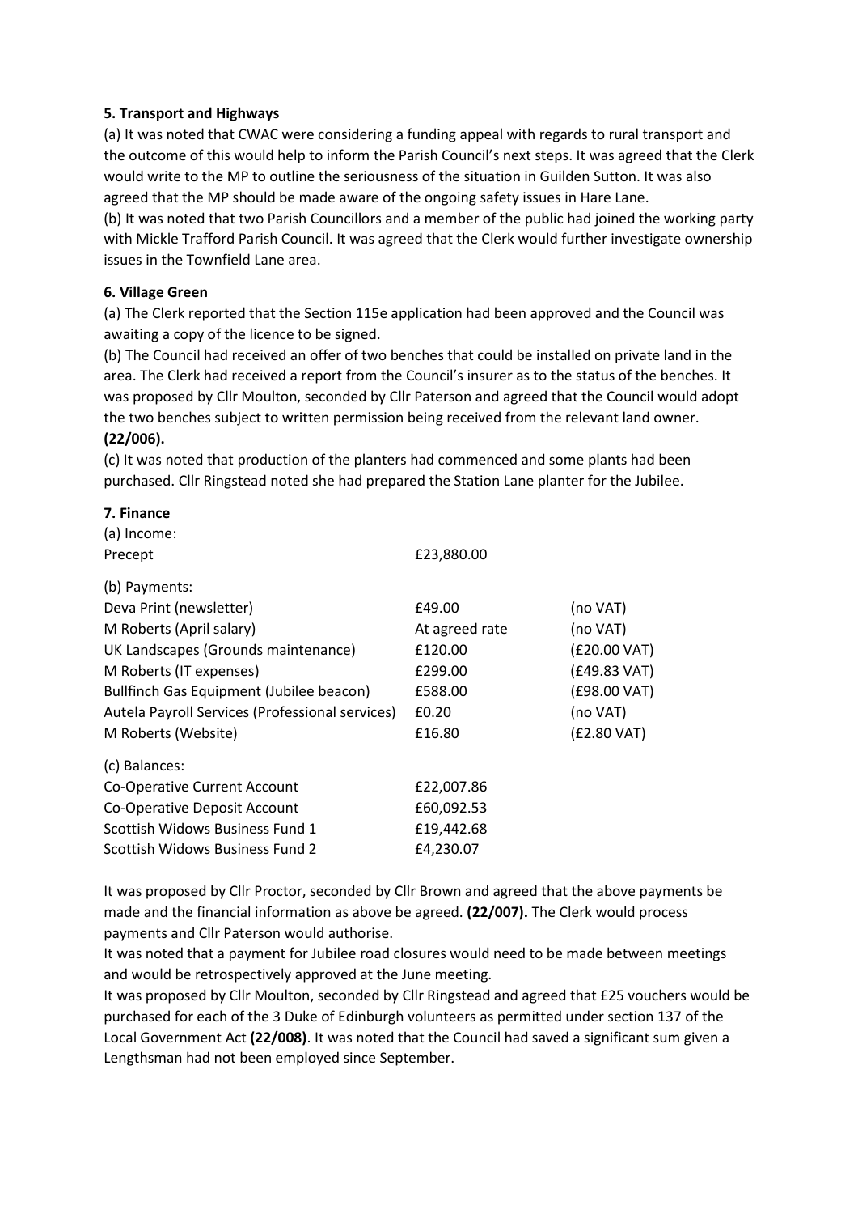**5. Transport and Highways**

(a) It was noted that CWAC were considering a funding appeal with regards to rural transport and the outcome of this would help to inform the Parish Council's next steps. It was agreed that the Clerk would write to the MP to outline the seriousness of the situation in Guilden Sutton. It was also agreed that the MP should be made aware of the ongoing safety issues in Hare Lane.

(b) It was noted that two Parish Councillors and a member of the public had joined the working party with Mickle Trafford Parish Council. It was agreed that the Clerk would further investigate ownership issues in the Townfield Lane area.

**6. Village Green**

(a) The Clerk reported that the Section 115e application had been approved and the Council was awaiting a copy of the licence to be signed.

(b) The Council had received an offer of two benches that could be installed on private land in the area. The Clerk had received a report from the Council's insurer as to the status of the benches. It was proposed by Cllr Moulton, seconded by Cllr Paterson and agreed that the Council would adopt the two benches subject to written permission being received from the relevant land owner. **(22/006).**

(c) It was noted that production of the planters had commenced and some plants had been purchased. Cllr Ringstead noted she had prepared the Station Lane planter for the Jubilee.

**7. Finance**

(a) Income:

| | | |
|---|---|---|
| Precept | £23,880.00 | |

(b) Payments:

| | | |
|---|---|---|
| Deva Print (newsletter) | £49.00 | (no VAT) |
| M Roberts (April salary) | At agreed rate | (no VAT) |
| UK Landscapes (Grounds maintenance) | £120.00 | (£20.00 VAT) |
| M Roberts (IT expenses) | £299.00 | (£49.83 VAT) |
| Bullfinch Gas Equipment (Jubilee beacon) | £588.00 | (£98.00 VAT) |
| Autela Payroll Services (Professional services) | £0.20 | (no VAT) |
| M Roberts (Website) | £16.80 | (£2.80 VAT) |

(c) Balances:

| | |
|---|---|
| Co-Operative Current Account | £22,007.86 |
| Co-Operative Deposit Account | £60,092.53 |
| Scottish Widows Business Fund 1 | £19,442.68 |
| Scottish Widows Business Fund 2 | £4,230.07 |

It was proposed by Cllr Proctor, seconded by Cllr Brown and agreed that the above payments be made and the financial information as above be agreed. **(22/007).** The Clerk would process payments and Cllr Paterson would authorise.

It was noted that a payment for Jubilee road closures would need to be made between meetings and would be retrospectively approved at the June meeting.

It was proposed by Cllr Moulton, seconded by Cllr Ringstead and agreed that £25 vouchers would be purchased for each of the 3 Duke of Edinburgh volunteers as permitted under section 137 of the Local Government Act **(22/008)**. It was noted that the Council had saved a significant sum given a Lengthsman had not been employed since September.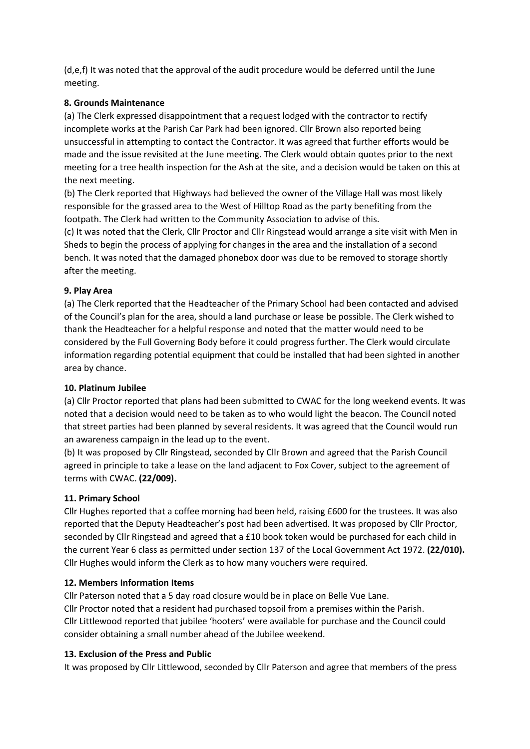(d,e,f) It was noted that the approval of the audit procedure would be deferred until the June meeting.

**8. Grounds Maintenance**

(a) The Clerk expressed disappointment that a request lodged with the contractor to rectify incomplete works at the Parish Car Park had been ignored. Cllr Brown also reported being unsuccessful in attempting to contact the Contractor. It was agreed that further efforts would be made and the issue revisited at the June meeting. The Clerk would obtain quotes prior to the next meeting for a tree health inspection for the Ash at the site, and a decision would be taken on this at the next meeting.

(b) The Clerk reported that Highways had believed the owner of the Village Hall was most likely responsible for the grassed area to the West of Hilltop Road as the party benefiting from the footpath. The Clerk had written to the Community Association to advise of this.

(c) It was noted that the Clerk, Cllr Proctor and Cllr Ringstead would arrange a site visit with Men in Sheds to begin the process of applying for changes in the area and the installation of a second bench. It was noted that the damaged phonebox door was due to be removed to storage shortly after the meeting.

**9. Play Area**

(a) The Clerk reported that the Headteacher of the Primary School had been contacted and advised of the Council's plan for the area, should a land purchase or lease be possible. The Clerk wished to thank the Headteacher for a helpful response and noted that the matter would need to be considered by the Full Governing Body before it could progress further. The Clerk would circulate information regarding potential equipment that could be installed that had been sighted in another area by chance.

**10. Platinum Jubilee**

(a) Cllr Proctor reported that plans had been submitted to CWAC for the long weekend events. It was noted that a decision would need to be taken as to who would light the beacon. The Council noted that street parties had been planned by several residents. It was agreed that the Council would run an awareness campaign in the lead up to the event.

(b) It was proposed by Cllr Ringstead, seconded by Cllr Brown and agreed that the Parish Council agreed in principle to take a lease on the land adjacent to Fox Cover, subject to the agreement of terms with CWAC. **(22/009).**

**11. Primary School**

Cllr Hughes reported that a coffee morning had been held, raising £600 for the trustees. It was also reported that the Deputy Headteacher's post had been advertised. It was proposed by Cllr Proctor, seconded by Cllr Ringstead and agreed that a £10 book token would be purchased for each child in the current Year 6 class as permitted under section 137 of the Local Government Act 1972. **(22/010).** Cllr Hughes would inform the Clerk as to how many vouchers were required.

**12. Members Information Items**

Cllr Paterson noted that a 5 day road closure would be in place on Belle Vue Lane.
Cllr Proctor noted that a resident had purchased topsoil from a premises within the Parish.
Cllr Littlewood reported that jubilee 'hooters' were available for purchase and the Council could consider obtaining a small number ahead of the Jubilee weekend.

**13. Exclusion of the Press and Public**

It was proposed by Cllr Littlewood, seconded by Cllr Paterson and agree that members of the press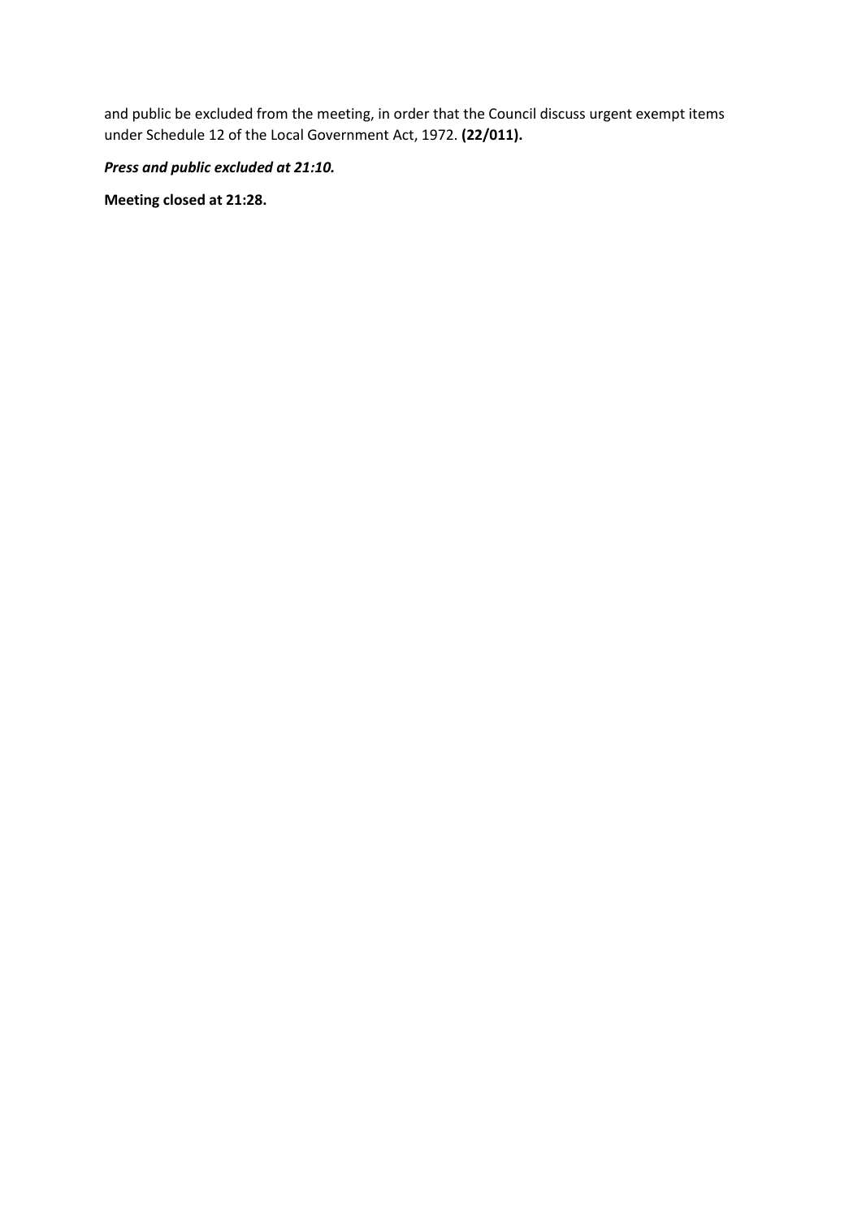and public be excluded from the meeting, in order that the Council discuss urgent exempt items under Schedule 12 of the Local Government Act, 1972. **(22/011).**

***Press and public excluded at 21:10.***

**Meeting closed at 21:28.**